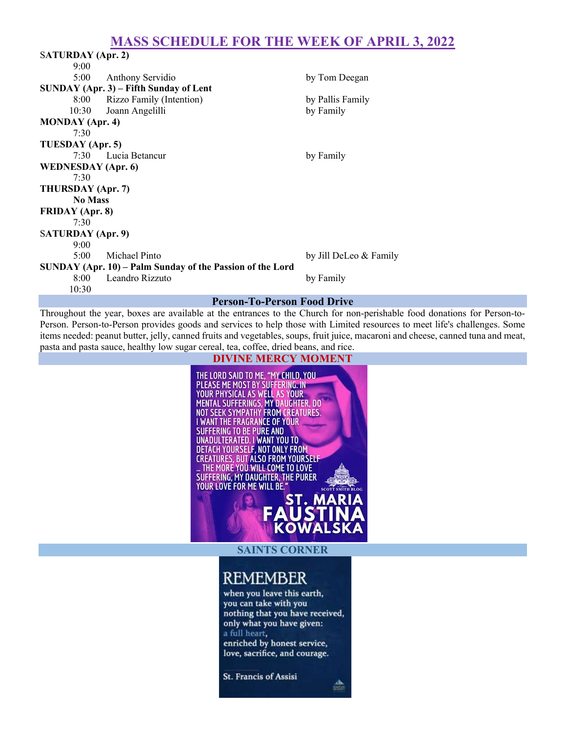# MASS SCHEDULE FOR THE WEEK OF APRIL 3, 2022

**SATURDAY (Apr. 2)**

| | | |
|---|---|---|
| 9:00 | | |
| 5:00 | Anthony Servidio | by Tom Deegan |

**SUNDAY (Apr. 3) – Fifth Sunday of Lent**

| | | |
|---|---|---|
| 8:00 | Rizzo Family (Intention) | by Pallis Family |
| 10:30 | Joann Angelilli | by Family |

**MONDAY (Apr. 4)**

| | | |
|---|---|---|
| 7:30 | | |

**TUESDAY (Apr. 5)**

| | | |
|---|---|---|
| 7:30 | Lucia Betancur | by Family |

**WEDNESDAY (Apr. 6)**

| | | |
|---|---|---|
| 7:30 | | |

**THURSDAY (Apr. 7)**

**No Mass**

**FRIDAY (Apr. 8)**

| | | |
|---|---|---|
| 7:30 | | |

**SATURDAY (Apr. 9)**

| | | |
|---|---|---|
| 9:00 | | |
| 5:00 | Michael Pinto | by Jill DeLeo & Family |

**SUNDAY (Apr. 10) – Palm Sunday of the Passion of the Lord**

| | | |
|---|---|---|
| 8:00 | Leandro Rizzuto | by Family |
| 10:30 | | |

## Person-To-Person Food Drive

Throughout the year, boxes are available at the entrances to the Church for non-perishable food donations for Person-to-Person. Person-to-Person provides goods and services to help those with Limited resources to meet life's challenges. Some items needed: peanut butter, jelly, canned fruits and vegetables, soups, fruit juice, macaroni and cheese, canned tuna and meat, pasta and pasta sauce, healthy low sugar cereal, tea, coffee, dried beans, and rice.

## DIVINE MERCY MOMENT

THE LORD SAID TO ME, "MY CHILD, YOU PLEASE ME MOST BY SUFFERING. IN YOUR PHYSICAL AS WELL AS YOUR MENTAL SUFFERINGS, MY DAUGHTER, DO NOT SEEK SYMPATHY FROM CREATURES. I WANT THE FRAGRANCE OF YOUR SUFFERING TO BE PURE AND UNADULTERATED. I WANT YOU TO DETACH YOURSELF, NOT ONLY FROM CREATURES, BUT ALSO FROM YOURSELF ... THE MORE YOU WILL COME TO LOVE SUFFERING, MY DAUGHTER, THE PURER YOUR LOVE FOR ME WILL BE."

ST. MARIA FAUSTINA KOWALSKA

## SAINTS CORNER

REMEMBER

when you leave this earth, you can take with you nothing that you have received, only what you have given: a full heart, enriched by honest service, love, sacrifice, and courage.

St. Francis of Assisi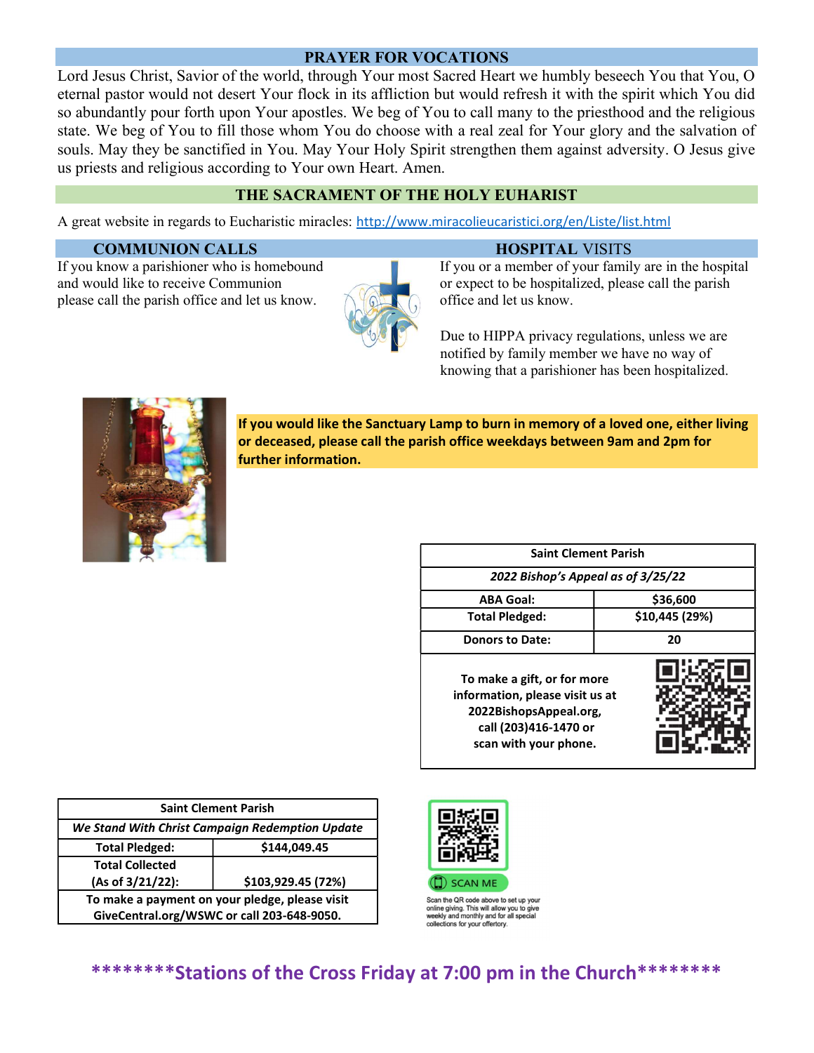## PRAYER FOR VOCATIONS

Lord Jesus Christ, Savior of the world, through Your most Sacred Heart we humbly beseech You that You, O eternal pastor would not desert Your flock in its affliction but would refresh it with the spirit which You did so abundantly pour forth upon Your apostles. We beg of You to call many to the priesthood and the religious state. We beg of You to fill those whom You do choose with a real zeal for Your glory and the salvation of souls. May they be sanctified in You. May Your Holy Spirit strengthen them against adversity. O Jesus give us priests and religious according to Your own Heart. Amen.

## THE SACRAMENT OF THE HOLY EUHARIST

A great website in regards to Eucharistic miracles: http://www.miracolieucaristici.org/en/Liste/list.html

## COMMUNION CALLS

If you know a parishioner who is homebound and would like to receive Communion please call the parish office and let us know.

## HOSPITAL VISITS

If you or a member of your family are in the hospital or expect to be hospitalized, please call the parish office and let us know.

Due to HIPPA privacy regulations, unless we are notified by family member we have no way of knowing that a parishioner has been hospitalized.

**If you would like the Sanctuary Lamp to burn in memory of a loved one, either living or deceased, please call the parish office weekdays between 9am and 2pm for further information.**

| Saint Clement Parish | |
|---|---|
| *2022 Bishop's Appeal as of 3/25/22* | |
| **ABA Goal:** | **$36,600** |
| **Total Pledged:** | **$10,445 (29%)** |
| **Donors to Date:** | **20** |
| **To make a gift, or for more information, please visit us at 2022BishopsAppeal.org, call (203)416-1470 or scan with your phone.** | |

| Saint Clement Parish | |
|---|---|
| *We Stand With Christ Campaign Redemption Update* | |
| **Total Pledged:** | **$144,049.45** |
| **Total Collected (As of 3/21/22):** | **$103,929.45 (72%)** |
| **To make a payment on your pledge, please visit GiveCentral.org/WSWC or call 203-648-9050.** | |

SCAN ME

Scan the QR code above to set up your online giving. This will allow you to give weekly and monthly and for all special collections for your offertory.

**\*\*\*\*\*\*\*\*Stations of the Cross Friday at 7:00 pm in the Church\*\*\*\*\*\*\*\***